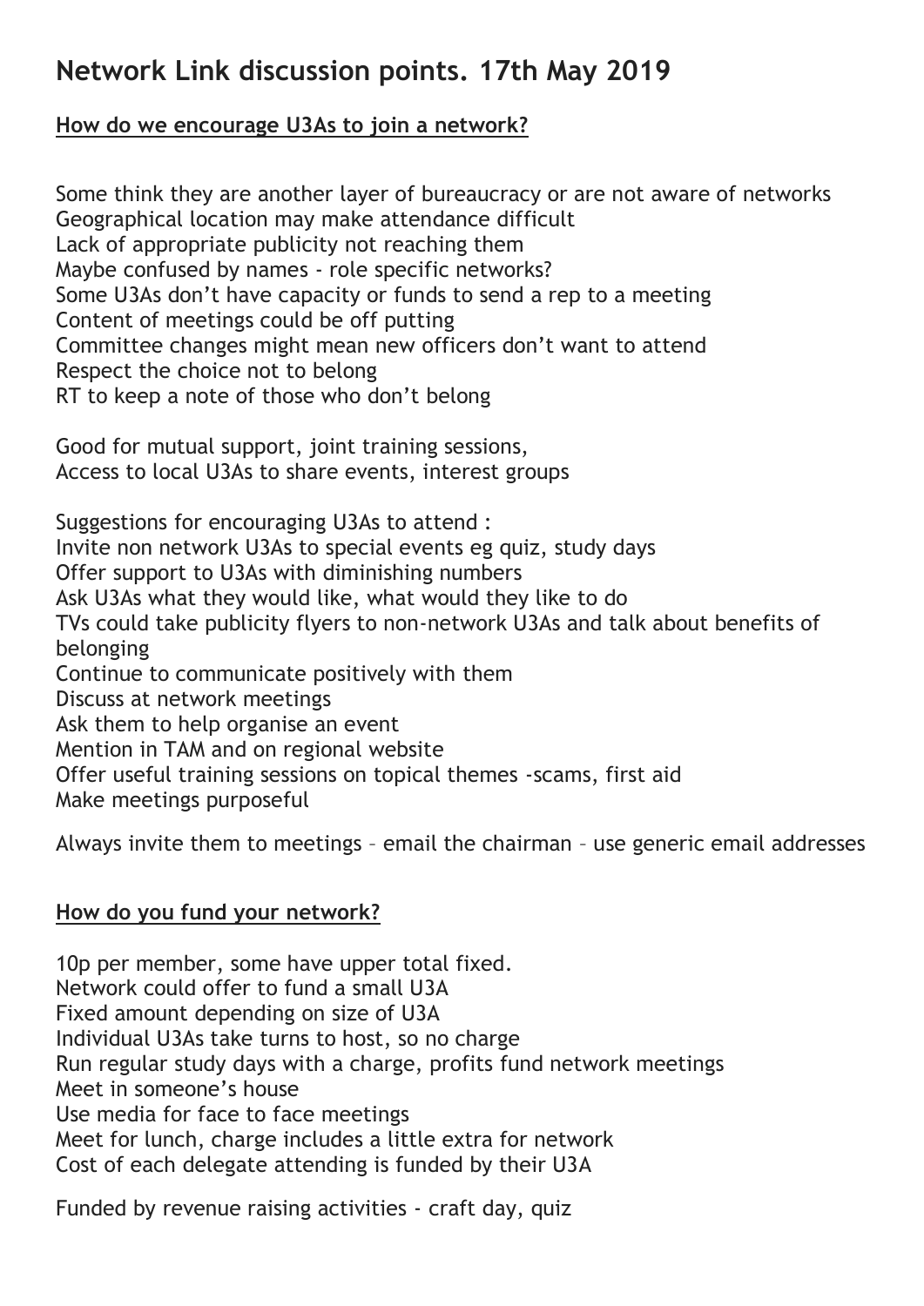# Network Link discussion points. 17th May 2019

**How do we encourage U3As to join a network?**

Some think they are another layer of bureaucracy or are not aware of networks
Geographical location may make attendance difficult
Lack of appropriate publicity not reaching them
Maybe confused by names - role specific networks?
Some U3As don't have capacity or funds to send a rep to a meeting
Content of meetings could be off putting
Committee changes might mean new officers don't want to attend
Respect the choice not to belong
RT to keep a note of those who don't belong

Good for mutual support, joint training sessions,
Access to local U3As to share events, interest groups

Suggestions for encouraging U3As to attend :
Invite non network U3As to special events eg quiz, study days
Offer support to U3As with diminishing numbers
Ask U3As what they would like, what would they like to do
TVs could take publicity flyers to non-network U3As and talk about benefits of belonging
Continue to communicate positively with them
Discuss at network meetings
Ask them to help organise an event
Mention in TAM and on regional website
Offer useful training sessions on topical themes -scams, first aid
Make meetings purposeful

Always invite them to meetings – email the chairman – use generic email addresses

**How do you fund your network?**

10p per member, some have upper total fixed.
Network could offer to fund a small U3A
Fixed amount depending on size of U3A
Individual U3As take turns to host, so no charge
Run regular study days with a charge, profits fund network meetings
Meet in someone's house
Use media for face to face meetings
Meet for lunch, charge includes a little extra for network
Cost of each delegate attending is funded by their U3A

Funded by revenue raising activities - craft day, quiz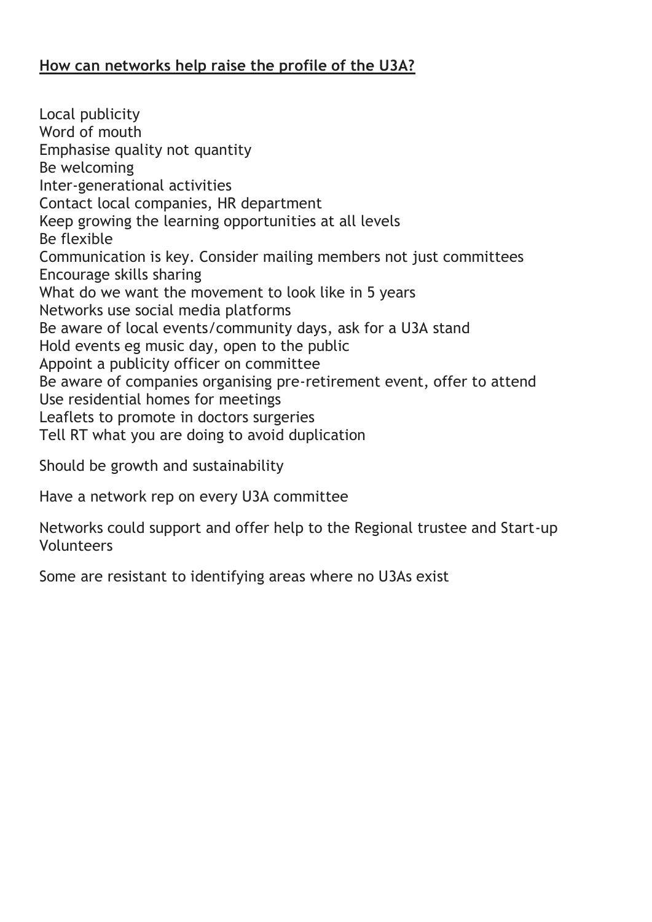**How can networks help raise the profile of the U3A?**

Local publicity
Word of mouth
Emphasise quality not quantity
Be welcoming
Inter-generational activities
Contact local companies, HR department
Keep growing the learning opportunities at all levels
Be flexible
Communication is key. Consider mailing members not just committees
Encourage skills sharing
What do we want the movement to look like in 5 years
Networks use social media platforms
Be aware of local events/community days, ask for a U3A stand
Hold events eg music day, open to the public
Appoint a publicity officer on committee
Be aware of companies organising pre-retirement event, offer to attend
Use residential homes for meetings
Leaflets to promote in doctors surgeries
Tell RT what you are doing to avoid duplication

Should be growth and sustainability

Have a network rep on every U3A committee

Networks could support and offer help to the Regional trustee and Start-up Volunteers

Some are resistant to identifying areas where no U3As exist